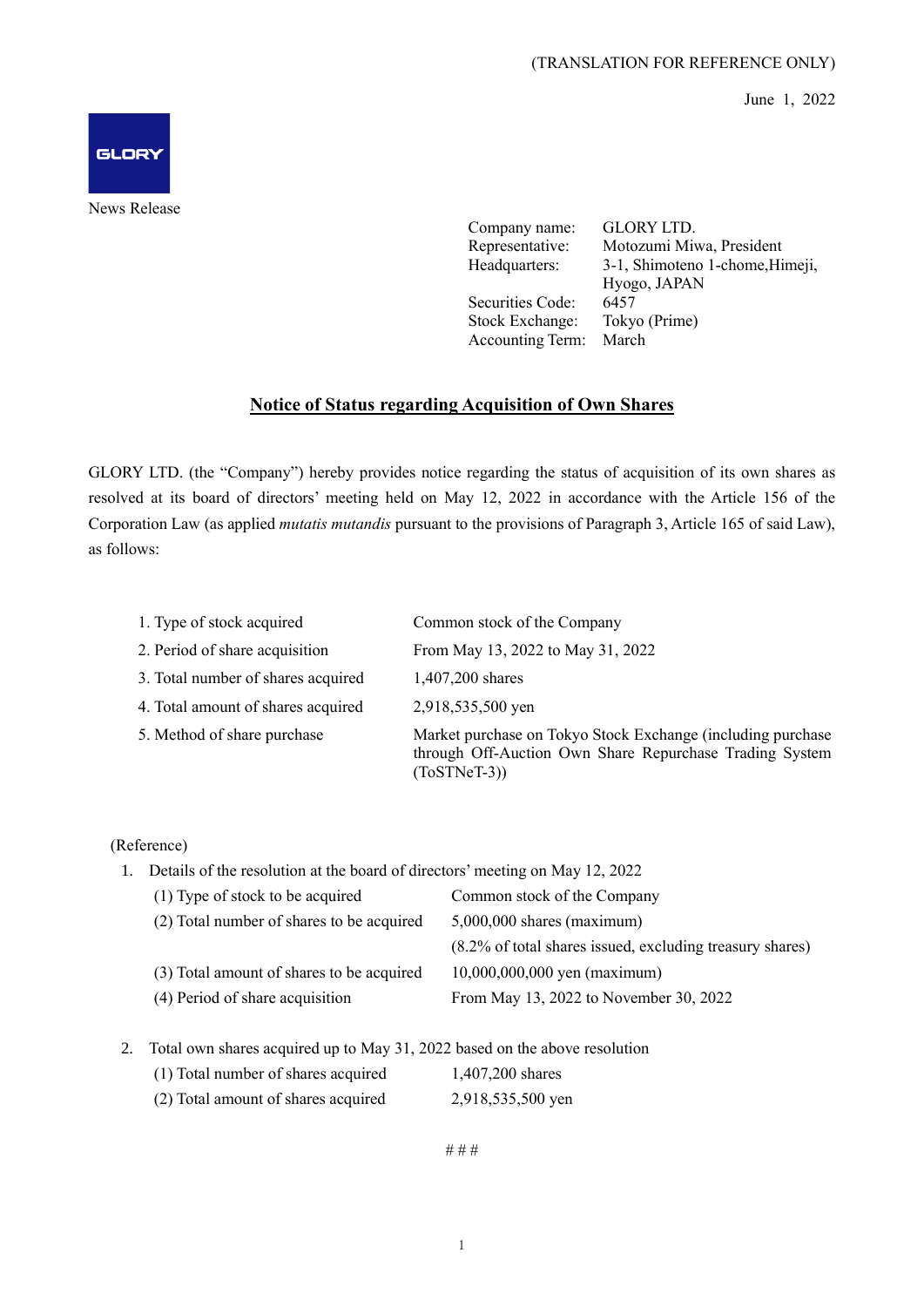(TRANSLATION FOR REFERENCE ONLY)

June 1, 2022

GLORY

News Release

| | |
|---|---|
| Company name: | GLORY LTD. |
| Representative: | Motozumi Miwa, President |
| Headquarters: | 3-1, Shimoteno 1-chome,Himeji, Hyogo, JAPAN |
| Securities Code: | 6457 |
| Stock Exchange: | Tokyo (Prime) |
| Accounting Term: | March |

# Notice of Status regarding Acquisition of Own Shares

GLORY LTD. (the "Company") hereby provides notice regarding the status of acquisition of its own shares as resolved at its board of directors' meeting held on May 12, 2022 in accordance with the Article 156 of the Corporation Law (as applied *mutatis mutandis* pursuant to the provisions of Paragraph 3, Article 165 of said Law), as follows:

| | |
|---|---|
| 1. Type of stock acquired | Common stock of the Company |
| 2. Period of share acquisition | From May 13, 2022 to May 31, 2022 |
| 3. Total number of shares acquired | 1,407,200 shares |
| 4. Total amount of shares acquired | 2,918,535,500 yen |
| 5. Method of share purchase | Market purchase on Tokyo Stock Exchange (including purchase through Off-Auction Own Share Repurchase Trading System (ToSTNeT-3)) |

(Reference)

1. Details of the resolution at the board of directors' meeting on May 12, 2022

| | |
|---|---|
| (1) Type of stock to be acquired | Common stock of the Company |
| (2) Total number of shares to be acquired | 5,000,000 shares (maximum) (8.2% of total shares issued, excluding treasury shares) |
| (3) Total amount of shares to be acquired | 10,000,000,000 yen (maximum) |
| (4) Period of share acquisition | From May 13, 2022 to November 30, 2022 |

2. Total own shares acquired up to May 31, 2022 based on the above resolution

| | |
|---|---|
| (1) Total number of shares acquired | 1,407,200 shares |
| (2) Total amount of shares acquired | 2,918,535,500 yen |

# # #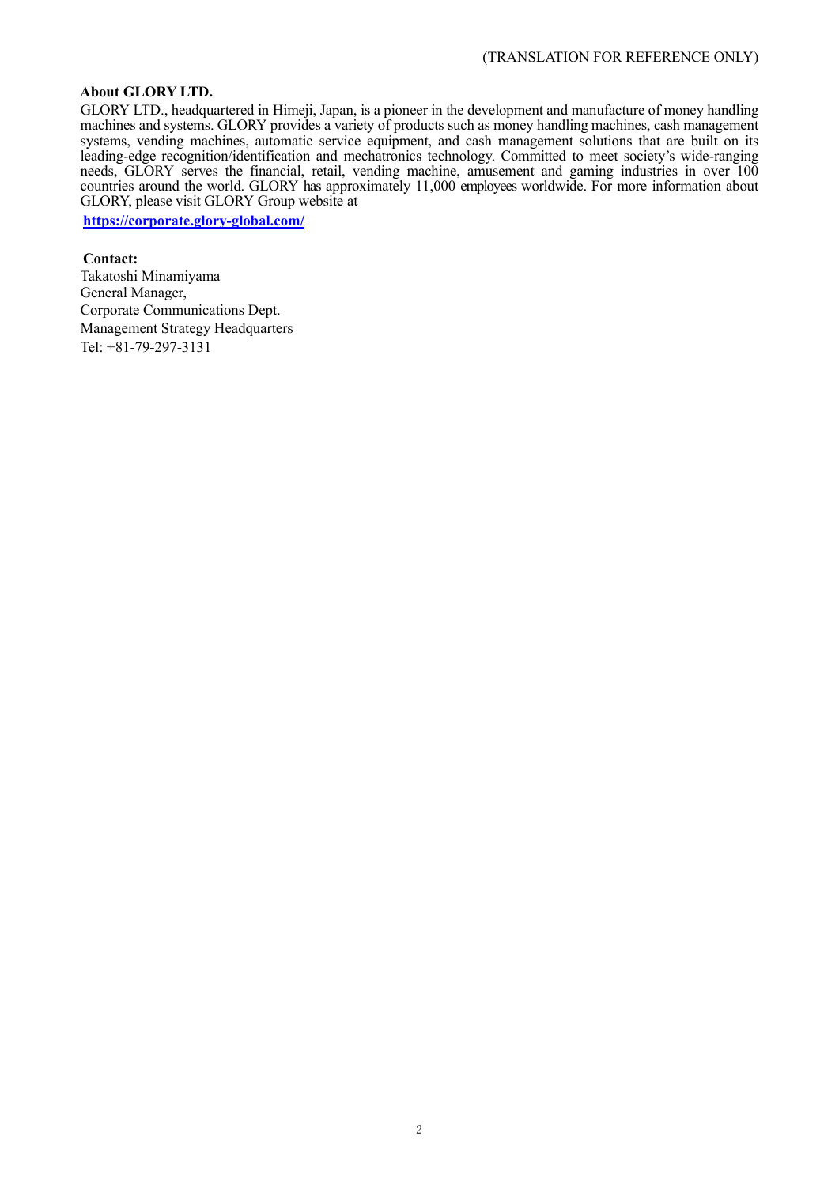(TRANSLATION FOR REFERENCE ONLY)

**About GLORY LTD.**

GLORY LTD., headquartered in Himeji, Japan, is a pioneer in the development and manufacture of money handling machines and systems. GLORY provides a variety of products such as money handling machines, cash management systems, vending machines, automatic service equipment, and cash management solutions that are built on its leading-edge recognition/identification and mechatronics technology. Committed to meet society's wide-ranging needs, GLORY serves the financial, retail, vending machine, amusement and gaming industries in over 100 countries around the world. GLORY has approximately 11,000 employees worldwide. For more information about GLORY, please visit GLORY Group website at

**https://corporate.glory-global.com/**

**Contact:**

Takatoshi Minamiyama
General Manager,
Corporate Communications Dept.
Management Strategy Headquarters
Tel: +81-79-297-3131